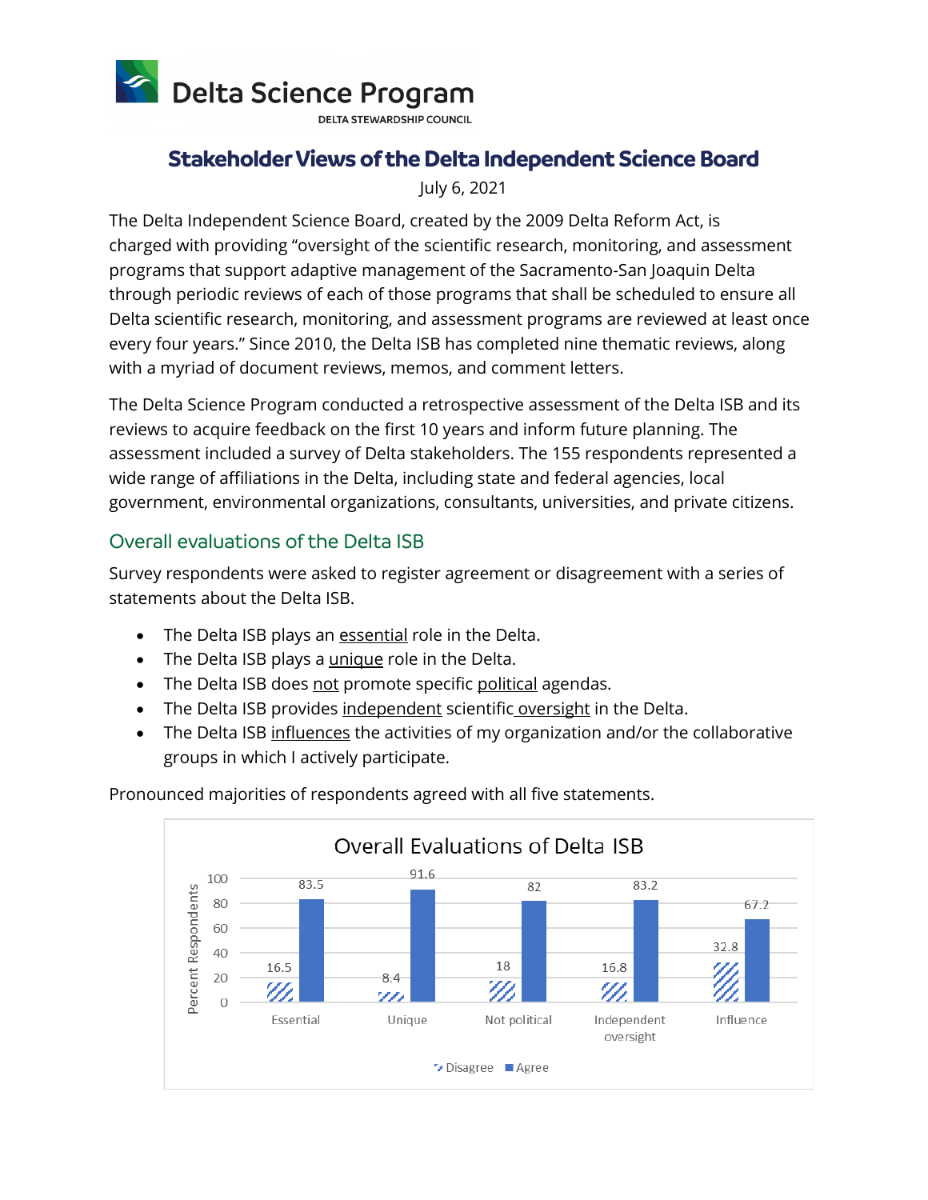**Delta Science Program**
DELTA STEWARDSHIP COUNCIL

# Stakeholder Views of the Delta Independent Science Board

July 6, 2021

The Delta Independent Science Board, created by the 2009 Delta Reform Act, is charged with providing "oversight of the scientific research, monitoring, and assessment programs that support adaptive management of the Sacramento-San Joaquin Delta through periodic reviews of each of those programs that shall be scheduled to ensure all Delta scientific research, monitoring, and assessment programs are reviewed at least once every four years." Since 2010, the Delta ISB has completed nine thematic reviews, along with a myriad of document reviews, memos, and comment letters.

The Delta Science Program conducted a retrospective assessment of the Delta ISB and its reviews to acquire feedback on the first 10 years and inform future planning. The assessment included a survey of Delta stakeholders. The 155 respondents represented a wide range of affiliations in the Delta, including state and federal agencies, local government, environmental organizations, consultants, universities, and private citizens.

## Overall evaluations of the Delta ISB

Survey respondents were asked to register agreement or disagreement with a series of statements about the Delta ISB.

- The Delta ISB plays an essential role in the Delta.
- The Delta ISB plays a unique role in the Delta.
- The Delta ISB does not promote specific political agendas.
- The Delta ISB provides independent scientific oversight in the Delta.
- The Delta ISB influences the activities of my organization and/or the collaborative groups in which I actively participate.

Pronounced majorities of respondents agreed with all five statements.

**Overall Evaluations of Delta ISB**

| Percent Respondents | Essential | Unique | Not political | Independent oversight | Influence |
|---|---|---|---|---|---|
| Disagree | 16.5 | 8.4 | 18 | 16.8 | 32.8 |
| Agree | 83.5 | 91.6 | 82 | 83.2 | 67.2 |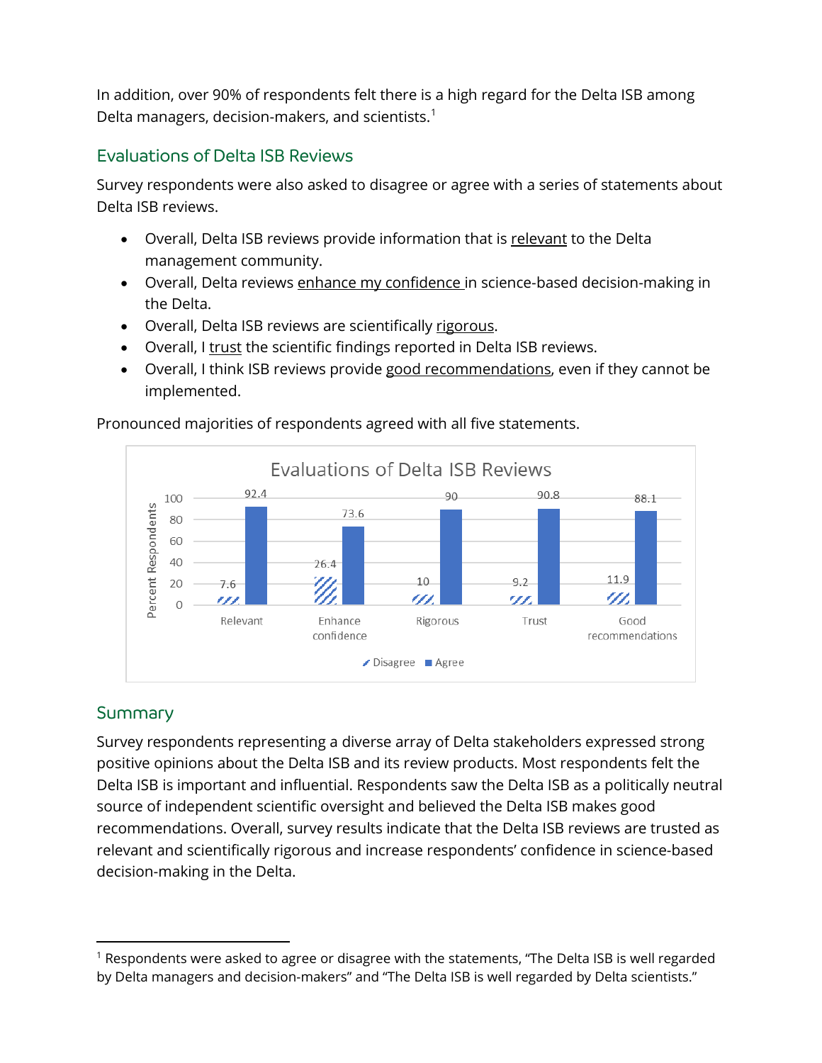In addition, over 90% of respondents felt there is a high regard for the Delta ISB among Delta managers, decision-makers, and scientists.[1]

## Evaluations of Delta ISB Reviews

Survey respondents were also asked to disagree or agree with a series of statements about Delta ISB reviews.

- Overall, Delta ISB reviews provide information that is relevant to the Delta management community.
- Overall, Delta reviews enhance my confidence in science-based decision-making in the Delta.
- Overall, Delta ISB reviews are scientifically rigorous.
- Overall, I trust the scientific findings reported in Delta ISB reviews.
- Overall, I think ISB reviews provide good recommendations, even if they cannot be implemented.

Pronounced majorities of respondents agreed with all five statements.

Evaluations of Delta ISB Reviews

Percent Respondents

100
80
60
40
20
0

Relevant: 7.6, 92.4
Enhance confidence: 26.4, 73.6
Rigorous: 10, 90
Trust: 9.2, 90.8
Good recommendations: 11.9, 88.1

Disagree
Agree

## Summary

Survey respondents representing a diverse array of Delta stakeholders expressed strong positive opinions about the Delta ISB and its review products. Most respondents felt the Delta ISB is important and influential. Respondents saw the Delta ISB as a politically neutral source of independent scientific oversight and believed the Delta ISB makes good recommendations. Overall, survey results indicate that the Delta ISB reviews are trusted as relevant and scientifically rigorous and increase respondents' confidence in science-based decision-making in the Delta.

[1] Respondents were asked to agree or disagree with the statements, "The Delta ISB is well regarded by Delta managers and decision-makers" and "The Delta ISB is well regarded by Delta scientists."